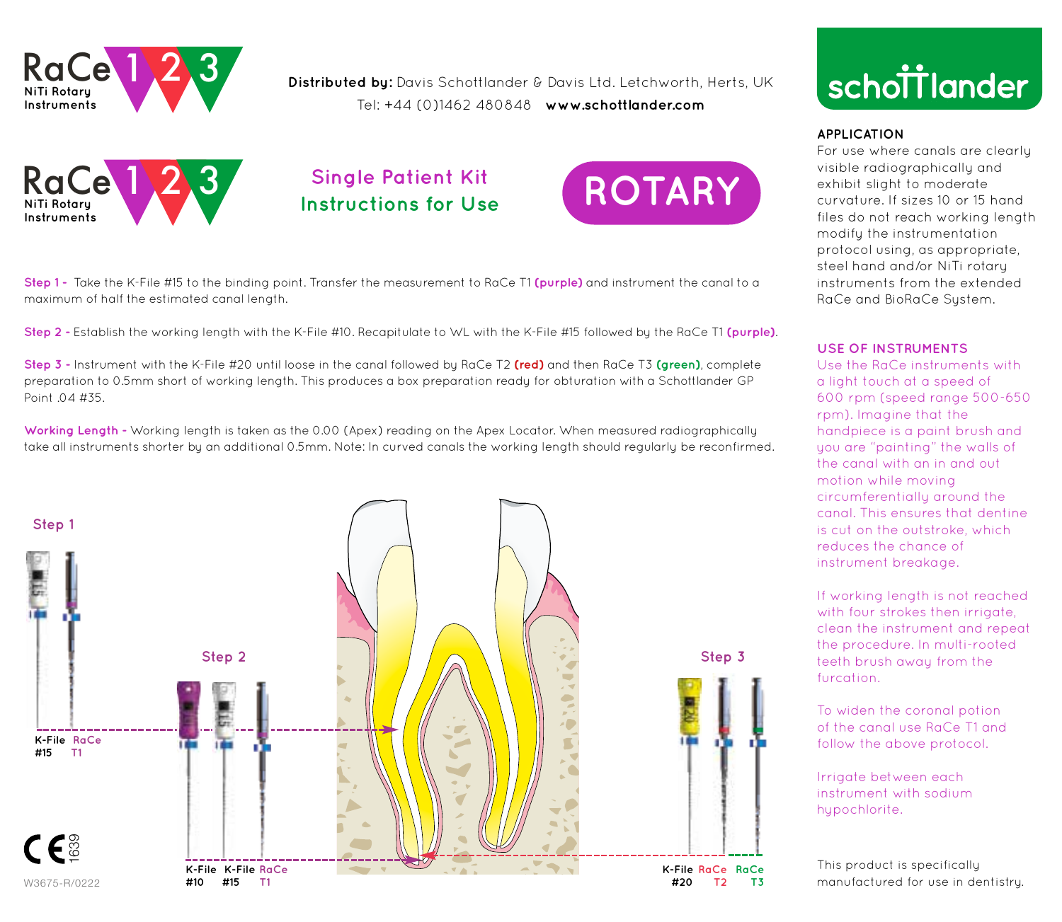RaCe 1 2 3
NiTi Rotary Instruments

**Distributed by:** Davis Schottlander & Davis Ltd. Letchworth, Herts, UK
Tel: +44 (0)1462 480848 **www.schottlander.com**

RaCe 1 2 3
NiTi Rotary Instruments

## Single Patient Kit Instructions for Use

## ROTARY

**Step 1 -** Take the K-File #15 to the binding point. Transfer the measurement to RaCe T1 **(purple)** and instrument the canal to a maximum of half the estimated canal length.

**Step 2 -** Establish the working length with the K-File #10. Recapitulate to WL with the K-File #15 followed by the RaCe T1 **(purple)**.

**Step 3 -** Instrument with the K-File #20 until loose in the canal followed by RaCe T2 **(red)** and then RaCe T3 **(green)**, complete preparation to 0.5mm short of working length. This produces a box preparation ready for obturation with a Schottlander GP Point .04 #35.

**Working Length -** Working length is taken as the 0.00 (Apex) reading on the Apex Locator. When measured radiographically take all instruments shorter by an additional 0.5mm. Note: In curved canals the working length should regularly be reconfirmed.

Step 1

K-File #15 RaCe T1

Step 2

K-File #10 K-File #15 RaCe T1

Step 3

K-File #20 RaCe T2 RaCe T3

schottlander

### APPLICATION

For use where canals are clearly visible radiographically and exhibit slight to moderate curvature. If sizes 10 or 15 hand files do not reach working length modify the instrumentation protocol using, as appropriate, steel hand and/or NiTi rotary instruments from the extended RaCe and BioRaCe System.

### USE OF INSTRUMENTS

Use the RaCe instruments with a light touch at a speed of 600 rpm (speed range 500-650 rpm). Imagine that the handpiece is a paint brush and you are "painting" the walls of the canal with an in and out motion while moving circumferentially around the canal. This ensures that dentine is cut on the outstroke, which reduces the chance of instrument breakage.

If working length is not reached with four strokes then irrigate, clean the instrument and repeat the procedure. In multi-rooted teeth brush away from the furcation.

To widen the coronal potion of the canal use RaCe T1 and follow the above protocol.

Irrigate between each instrument with sodium hypochlorite.

This product is specifically manufactured for use in dentistry.

CE 1639

W3675-R/0222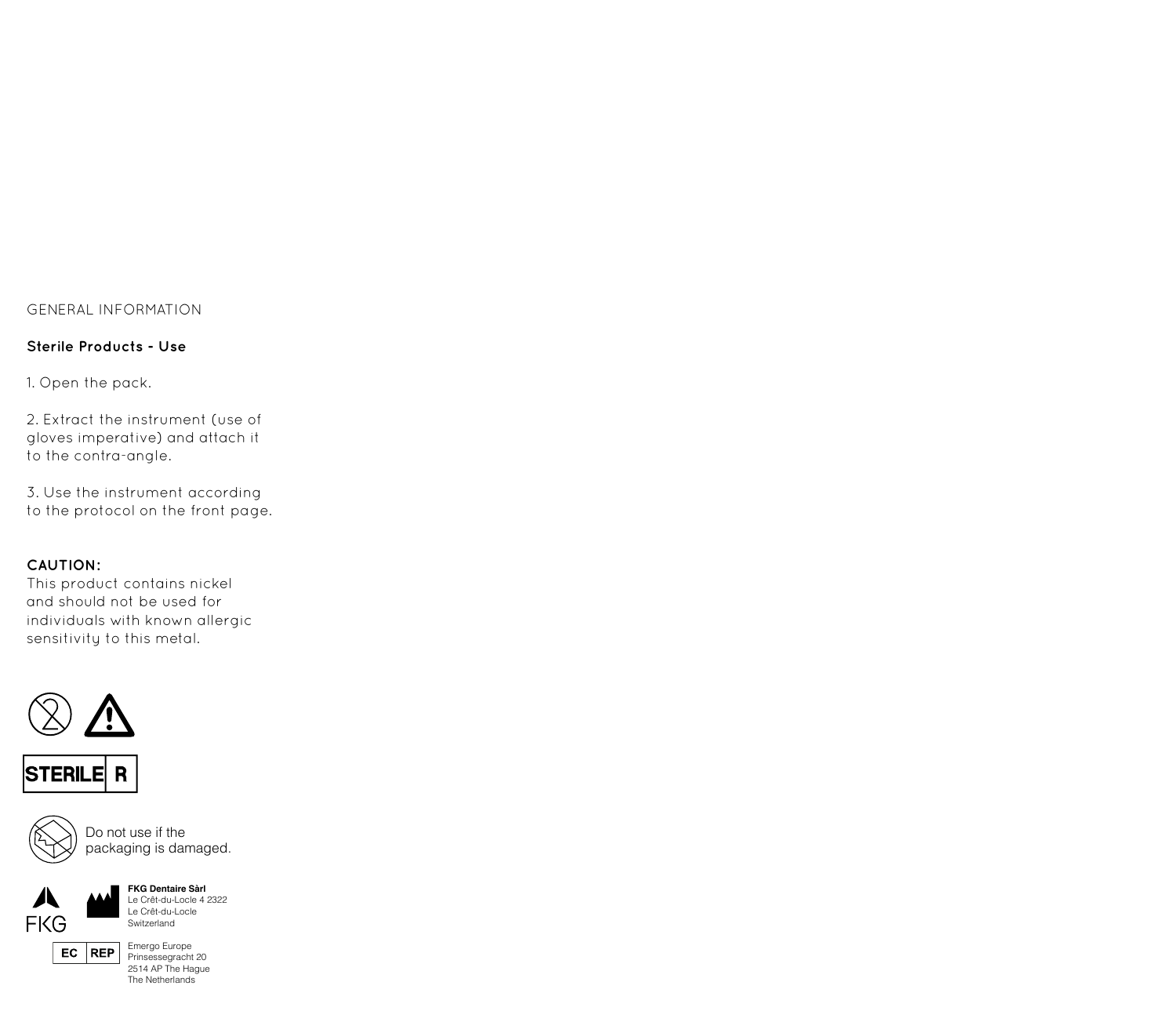GENERAL INFORMATION

**Sterile Products - Use**

1. Open the pack.

2. Extract the instrument (use of gloves imperative) and attach it to the contra-angle.

3. Use the instrument according to the protocol on the front page.

**CAUTION:**
This product contains nickel and should not be used for individuals with known allergic sensitivity to this metal.

STERILE R

Do not use if the packaging is damaged.

FKG

**FKG Dentaire Sàrl**
Le Crêt-du-Locle 4 2322
Le Crêt-du-Locle
Switzerland

EC REP

Emergo Europe
Prinsessegracht 20
2514 AP The Hague
The Netherlands